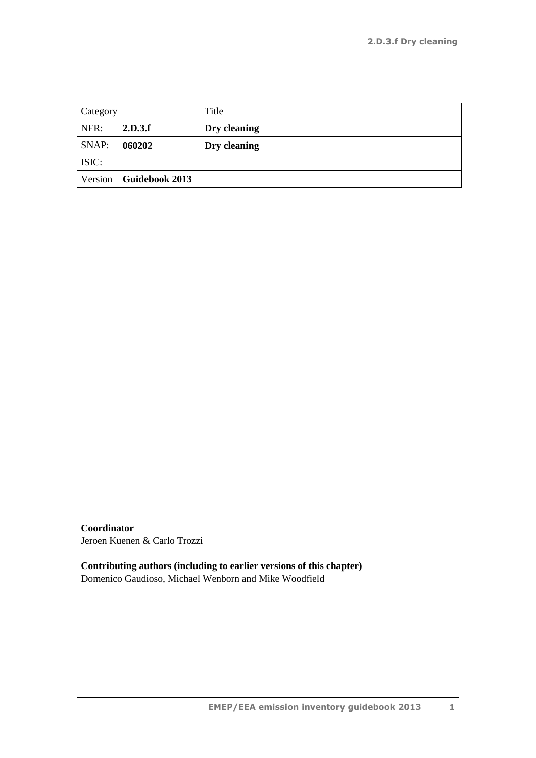| Category | | Title |
|---|---|---|
| NFR: | **2.D.3.f** | **Dry cleaning** |
| SNAP: | **060202** | **Dry cleaning** |
| ISIC: | | |
| Version | **Guidebook 2013** | |

**Coordinator**
Jeroen Kuenen & Carlo Trozzi

**Contributing authors (including to earlier versions of this chapter)**
Domenico Gaudioso, Michael Wenborn and Mike Woodfield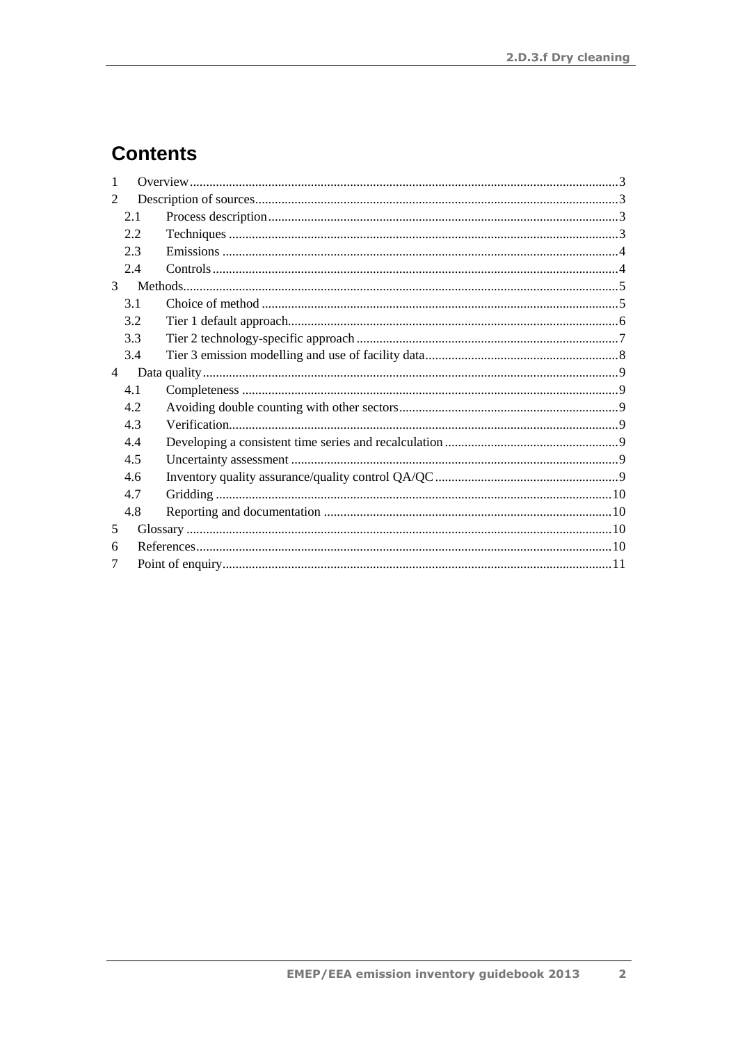# Contents

1 Overview ... 3
2 Description of sources ... 3
  2.1 Process description ... 3
  2.2 Techniques ... 3
  2.3 Emissions ... 4
  2.4 Controls ... 4
3 Methods ... 5
  3.1 Choice of method ... 5
  3.2 Tier 1 default approach ... 6
  3.3 Tier 2 technology-specific approach ... 7
  3.4 Tier 3 emission modelling and use of facility data ... 8
4 Data quality ... 9
  4.1 Completeness ... 9
  4.2 Avoiding double counting with other sectors ... 9
  4.3 Verification ... 9
  4.4 Developing a consistent time series and recalculation ... 9
  4.5 Uncertainty assessment ... 9
  4.6 Inventory quality assurance/quality control QA/QC ... 9
  4.7 Gridding ... 10
  4.8 Reporting and documentation ... 10
5 Glossary ... 10
6 References ... 10
7 Point of enquiry ... 11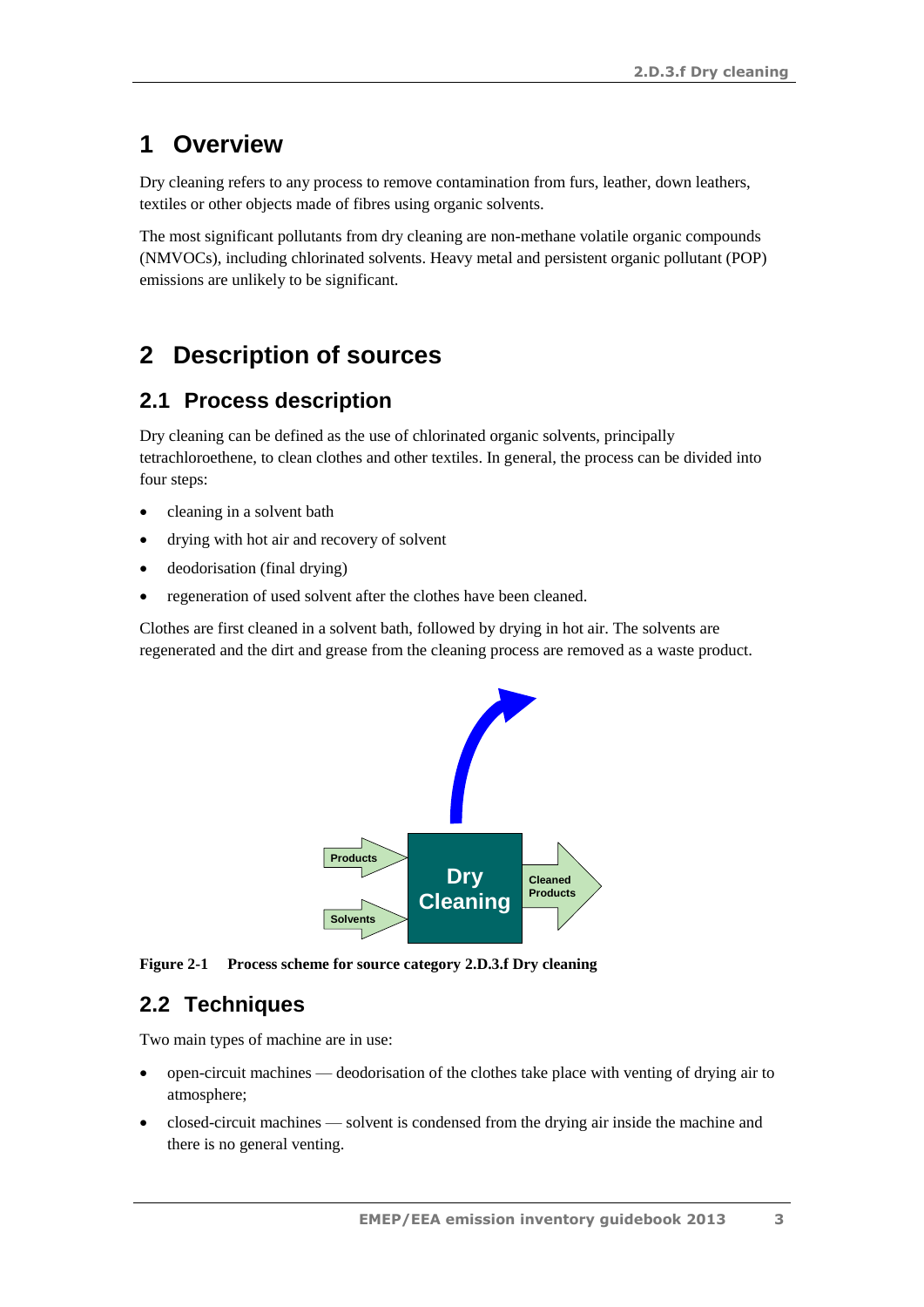# 1 Overview

Dry cleaning refers to any process to remove contamination from furs, leather, down leathers, textiles or other objects made of fibres using organic solvents.

The most significant pollutants from dry cleaning are non-methane volatile organic compounds (NMVOCs), including chlorinated solvents. Heavy metal and persistent organic pollutant (POP) emissions are unlikely to be significant.

# 2 Description of sources

## 2.1 Process description

Dry cleaning can be defined as the use of chlorinated organic solvents, principally tetrachloroethene, to clean clothes and other textiles. In general, the process can be divided into four steps:

- cleaning in a solvent bath
- drying with hot air and recovery of solvent
- deodorisation (final drying)
- regeneration of used solvent after the clothes have been cleaned.

Clothes are first cleaned in a solvent bath, followed by drying in hot air. The solvents are regenerated and the dirt and grease from the cleaning process are removed as a waste product.

Products

Solvents

Dry Cleaning

Cleaned Products

**Figure 2-1 Process scheme for source category 2.D.3.f Dry cleaning**

## 2.2 Techniques

Two main types of machine are in use:

- open-circuit machines — deodorisation of the clothes take place with venting of drying air to atmosphere;
- closed-circuit machines — solvent is condensed from the drying air inside the machine and there is no general venting.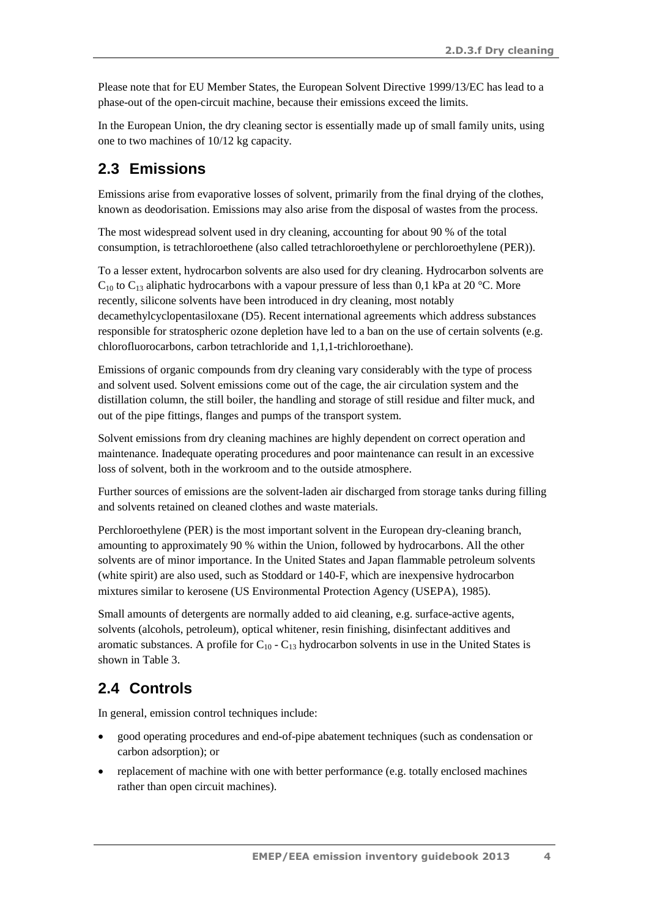Please note that for EU Member States, the European Solvent Directive 1999/13/EC has lead to a phase-out of the open-circuit machine, because their emissions exceed the limits.

In the European Union, the dry cleaning sector is essentially made up of small family units, using one to two machines of 10/12 kg capacity.

## 2.3 Emissions

Emissions arise from evaporative losses of solvent, primarily from the final drying of the clothes, known as deodorisation. Emissions may also arise from the disposal of wastes from the process.

The most widespread solvent used in dry cleaning, accounting for about 90 % of the total consumption, is tetrachloroethene (also called tetrachloroethylene or perchloroethylene (PER)).

To a lesser extent, hydrocarbon solvents are also used for dry cleaning. Hydrocarbon solvents are $C_{10}$ to $C_{13}$ aliphatic hydrocarbons with a vapour pressure of less than 0,1 kPa at 20 °C. More recently, silicone solvents have been introduced in dry cleaning, most notably decamethylcyclopentasiloxane (D5). Recent international agreements which address substances responsible for stratospheric ozone depletion have led to a ban on the use of certain solvents (e.g. chlorofluorocarbons, carbon tetrachloride and 1,1,1-trichloroethane).

Emissions of organic compounds from dry cleaning vary considerably with the type of process and solvent used. Solvent emissions come out of the cage, the air circulation system and the distillation column, the still boiler, the handling and storage of still residue and filter muck, and out of the pipe fittings, flanges and pumps of the transport system.

Solvent emissions from dry cleaning machines are highly dependent on correct operation and maintenance. Inadequate operating procedures and poor maintenance can result in an excessive loss of solvent, both in the workroom and to the outside atmosphere.

Further sources of emissions are the solvent-laden air discharged from storage tanks during filling and solvents retained on cleaned clothes and waste materials.

Perchloroethylene (PER) is the most important solvent in the European dry-cleaning branch, amounting to approximately 90 % within the Union, followed by hydrocarbons. All the other solvents are of minor importance. In the United States and Japan flammable petroleum solvents (white spirit) are also used, such as Stoddard or 140-F, which are inexpensive hydrocarbon mixtures similar to kerosene (US Environmental Protection Agency (USEPA), 1985).

Small amounts of detergents are normally added to aid cleaning, e.g. surface-active agents, solvents (alcohols, petroleum), optical whitener, resin finishing, disinfectant additives and aromatic substances. A profile for $C_{10}$ - $C_{13}$ hydrocarbon solvents in use in the United States is shown in Table 3.

## 2.4 Controls

In general, emission control techniques include:

- good operating procedures and end-of-pipe abatement techniques (such as condensation or carbon adsorption); or
- replacement of machine with one with better performance (e.g. totally enclosed machines rather than open circuit machines).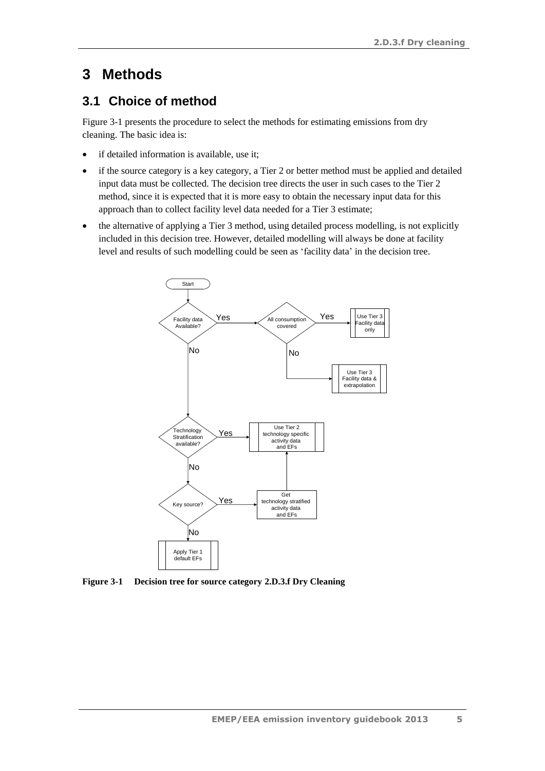# 3 Methods

## 3.1 Choice of method

Figure 3-1 presents the procedure to select the methods for estimating emissions from dry cleaning. The basic idea is:

- if detailed information is available, use it;
- if the source category is a key category, a Tier 2 or better method must be applied and detailed input data must be collected. The decision tree directs the user in such cases to the Tier 2 method, since it is expected that it is more easy to obtain the necessary input data for this approach than to collect facility level data needed for a Tier 3 estimate;
- the alternative of applying a Tier 3 method, using detailed process modelling, is not explicitly included in this decision tree. However, detailed modelling will always be done at facility level and results of such modelling could be seen as 'facility data' in the decision tree.

Start

Facility data Available? — Yes → All consumption covered? — Yes → Use Tier 3 Facility data only

All consumption covered? — No → Use Tier 3 Facility data & extrapolation

Facility data Available? — No → Technology Stratification available? — Yes → Use Tier 2 technology specific activity data and EFs

Technology Stratification available? — No → Key source? — Yes → Get technology stratified activity data and EFs → Use Tier 2 technology specific activity data and EFs

Key source? — No → Apply Tier 1 default EFs

**Figure 3-1 Decision tree for source category 2.D.3.f Dry Cleaning**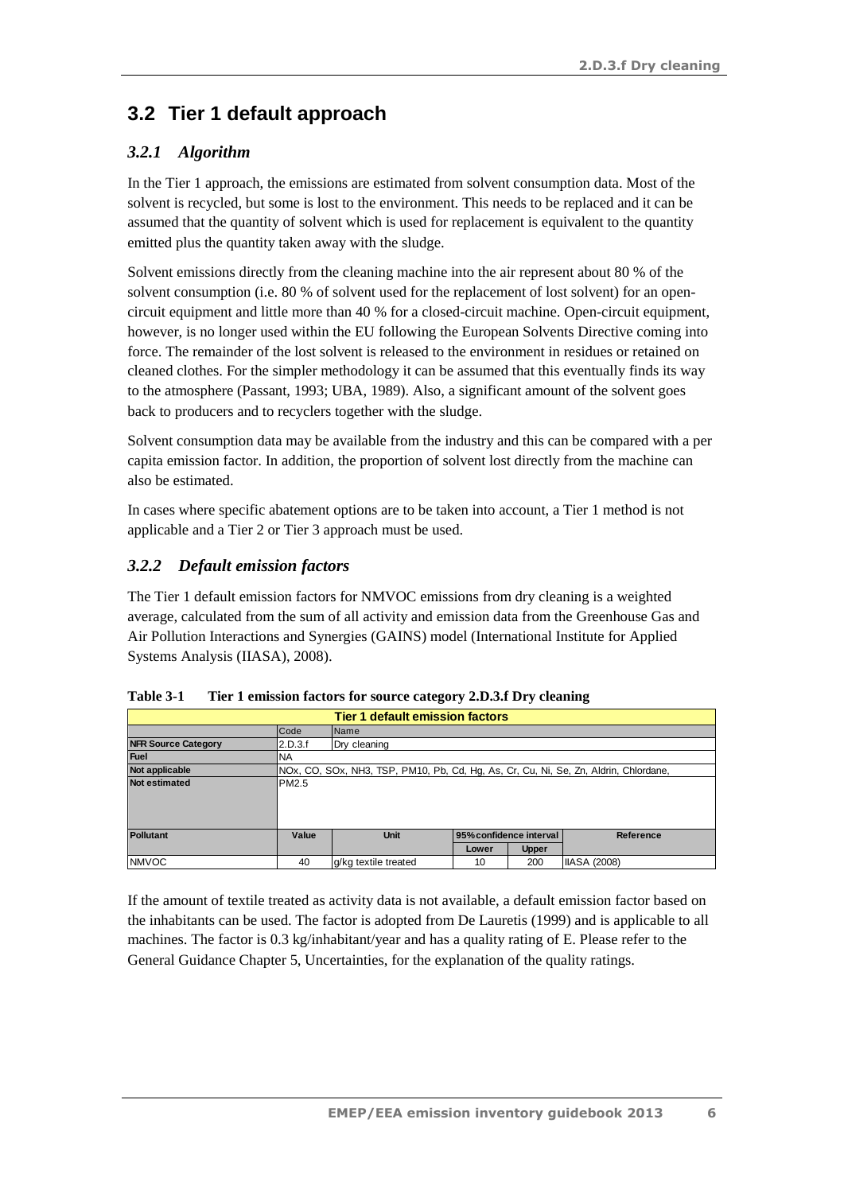## 3.2 Tier 1 default approach

### *3.2.1 Algorithm*

In the Tier 1 approach, the emissions are estimated from solvent consumption data. Most of the solvent is recycled, but some is lost to the environment. This needs to be replaced and it can be assumed that the quantity of solvent which is used for replacement is equivalent to the quantity emitted plus the quantity taken away with the sludge.

Solvent emissions directly from the cleaning machine into the air represent about 80 % of the solvent consumption (i.e. 80 % of solvent used for the replacement of lost solvent) for an open-circuit equipment and little more than 40 % for a closed-circuit machine. Open-circuit equipment, however, is no longer used within the EU following the European Solvents Directive coming into force. The remainder of the lost solvent is released to the environment in residues or retained on cleaned clothes. For the simpler methodology it can be assumed that this eventually finds its way to the atmosphere (Passant, 1993; UBA, 1989). Also, a significant amount of the solvent goes back to producers and to recyclers together with the sludge.

Solvent consumption data may be available from the industry and this can be compared with a per capita emission factor. In addition, the proportion of solvent lost directly from the machine can also be estimated.

In cases where specific abatement options are to be taken into account, a Tier 1 method is not applicable and a Tier 2 or Tier 3 approach must be used.

### *3.2.2 Default emission factors*

The Tier 1 default emission factors for NMVOC emissions from dry cleaning is a weighted average, calculated from the sum of all activity and emission data from the Greenhouse Gas and Air Pollution Interactions and Synergies (GAINS) model (International Institute for Applied Systems Analysis (IIASA), 2008).

**Table 3-1 Tier 1 emission factors for source category 2.D.3.f Dry cleaning**

| **Tier 1 default emission factors** | | | | | |
|---|---|---|---|---|---|
| | Code | Name | | | |
| **NFR Source Category** | 2.D.3.f | Dry cleaning | | | |
| **Fuel** | NA | | | | |
| **Not applicable** | NOx, CO, SOx, NH3, TSP, PM10, Pb, Cd, Hg, As, Cr, Cu, Ni, Se, Zn, Aldrin, Chlordane, | | | | |
| **Not estimated** | PM2.5 | | | | |
| **Pollutant** | **Value** | **Unit** | **95% confidence interval** | | **Reference** |
| | | | **Lower** | **Upper** | |
| NMVOC | 40 | g/kg textile treated | 10 | 200 | IIASA (2008) |

If the amount of textile treated as activity data is not available, a default emission factor based on the inhabitants can be used. The factor is adopted from De Lauretis (1999) and is applicable to all machines. The factor is 0.3 kg/inhabitant/year and has a quality rating of E. Please refer to the General Guidance Chapter 5, Uncertainties, for the explanation of the quality ratings.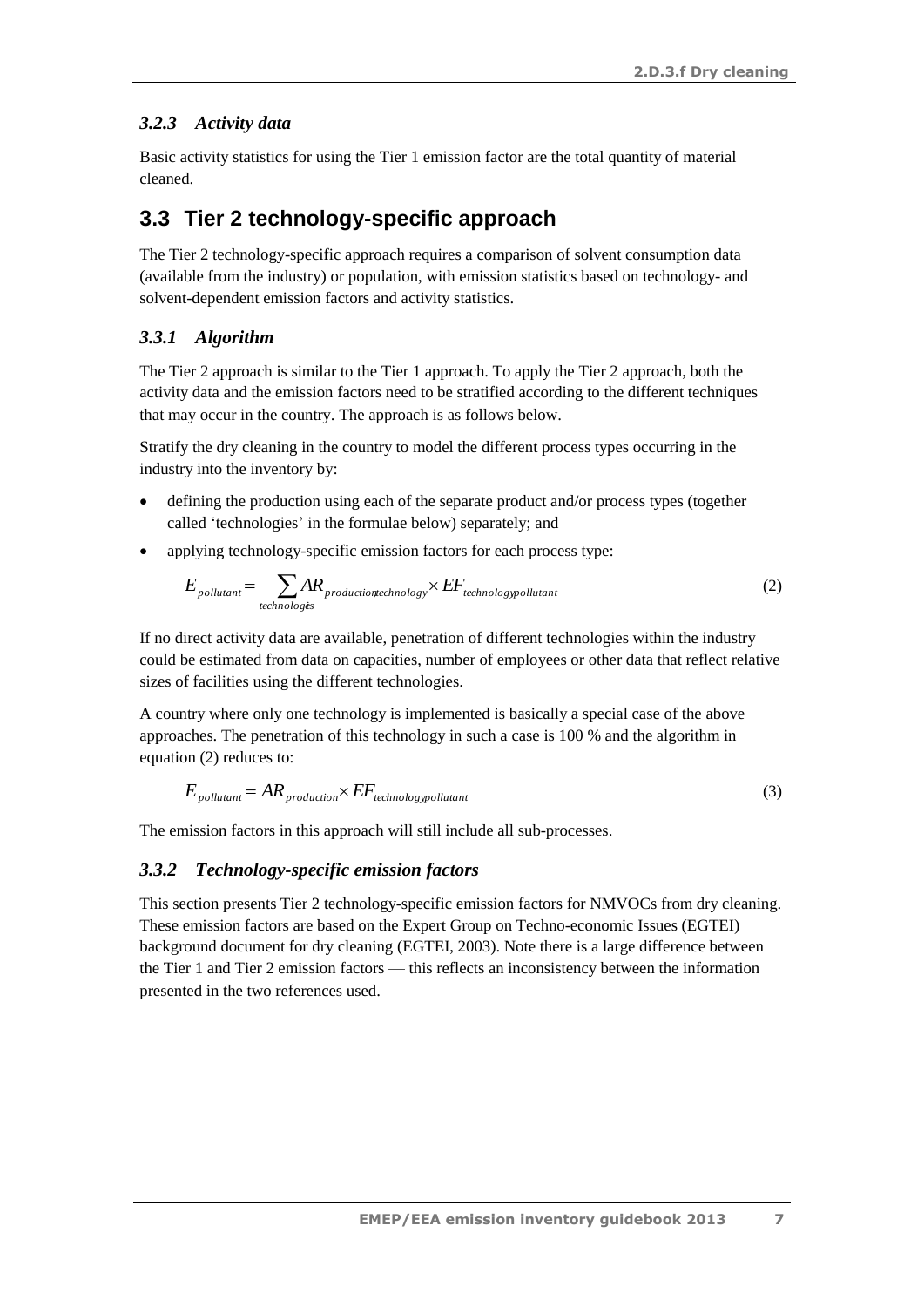### *3.2.3 Activity data*

Basic activity statistics for using the Tier 1 emission factor are the total quantity of material cleaned.

## 3.3 Tier 2 technology-specific approach

The Tier 2 technology-specific approach requires a comparison of solvent consumption data (available from the industry) or population, with emission statistics based on technology- and solvent-dependent emission factors and activity statistics.

### *3.3.1 Algorithm*

The Tier 2 approach is similar to the Tier 1 approach. To apply the Tier 2 approach, both the activity data and the emission factors need to be stratified according to the different techniques that may occur in the country. The approach is as follows below.

Stratify the dry cleaning in the country to model the different process types occurring in the industry into the inventory by:

- defining the production using each of the separate product and/or process types (together called 'technologies' in the formulae below) separately; and
- applying technology-specific emission factors for each process type:

$$E_{pollutant} = \sum_{technologies} AR_{production,technology} \times EF_{technology,pollutant} \qquad (2)$$

If no direct activity data are available, penetration of different technologies within the industry could be estimated from data on capacities, number of employees or other data that reflect relative sizes of facilities using the different technologies.

A country where only one technology is implemented is basically a special case of the above approaches. The penetration of this technology in such a case is 100 % and the algorithm in equation (2) reduces to:

$$E_{pollutant} = AR_{production} \times EF_{technology,pollutant} \qquad (3)$$

The emission factors in this approach will still include all sub-processes.

### *3.3.2 Technology-specific emission factors*

This section presents Tier 2 technology-specific emission factors for NMVOCs from dry cleaning. These emission factors are based on the Expert Group on Techno-economic Issues (EGTEI) background document for dry cleaning (EGTEI, 2003). Note there is a large difference between the Tier 1 and Tier 2 emission factors — this reflects an inconsistency between the information presented in the two references used.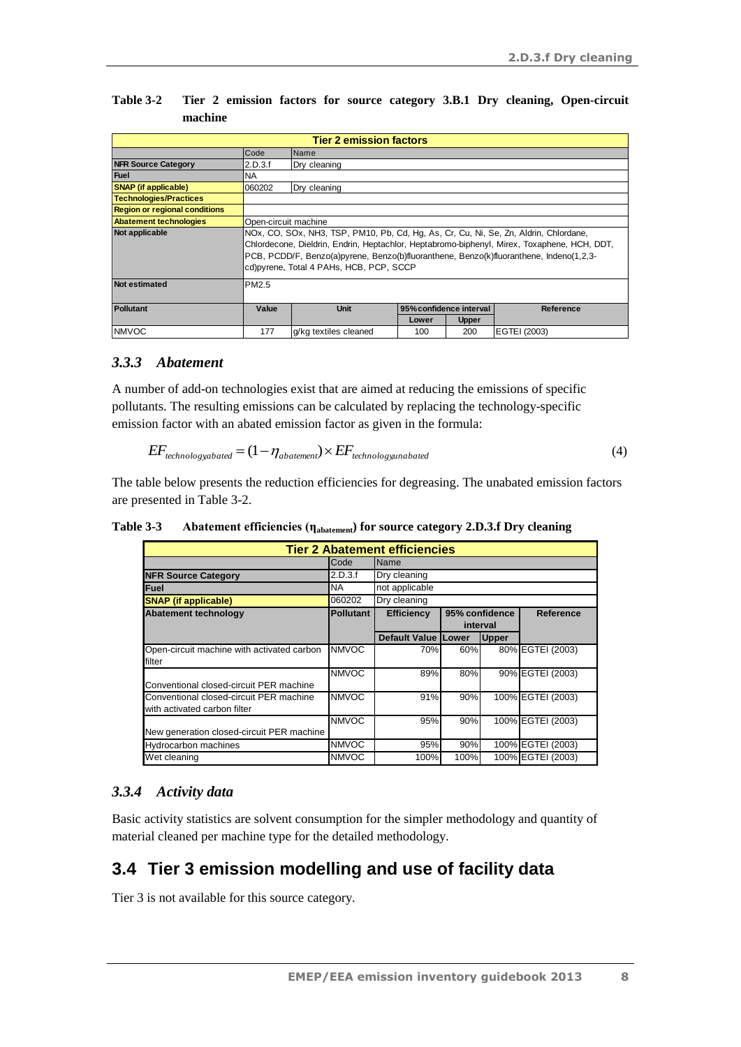**Table 3-2 Tier 2 emission factors for source category 3.B.1 Dry cleaning, Open-circuit machine**

| Tier 2 emission factors | | | | | |
|---|---|---|---|---|---|
| | Code | Name | | | |
| NFR Source Category | 2.D.3.f | Dry cleaning | | | |
| Fuel | NA | | | | |
| SNAP (if applicable) | 060202 | Dry cleaning | | | |
| Technologies/Practices | | | | | |
| Region or regional conditions | | | | | |
| Abatement technologies | Open-circuit machine | | | | |
| Not applicable | NOx, CO, SOx, NH3, TSP, PM10, Pb, Cd, Hg, As, Cr, Cu, Ni, Se, Zn, Aldrin, Chlordane, Chlordecone, Dieldrin, Endrin, Heptachlor, Heptabromo-biphenyl, Mirex, Toxaphene, HCH, DDT, PCB, PCDD/F, Benzo(a)pyrene, Benzo(b)fluoranthene, Benzo(k)fluoranthene, Indeno(1,2,3-cd)pyrene, Total 4 PAHs, HCB, PCP, SCCP | | | | |
| Not estimated | PM2.5 | | | | |
| Pollutant | Value | Unit | 95% confidence interval | | Reference |
| | | | Lower | Upper | |
| NMVOC | 177 | g/kg textiles cleaned | 100 | 200 | EGTEI (2003) |

### 3.3.3 *Abatement*

A number of add-on technologies exist that are aimed at reducing the emissions of specific pollutants. The resulting emissions can be calculated by replacing the technology-specific emission factor with an abated emission factor as given in the formula:

$$EF_{technology,abated} = (1 - \eta_{abatement}) \times EF_{technology,unabated} \tag{4}$$

The table below presents the reduction efficiencies for degreasing. The unabated emission factors are presented in Table 3-2.

**Table 3-3 Abatement efficiencies ($\eta_{abatement}$) for source category 2.D.3.f Dry cleaning**

| Tier 2 Abatement efficiencies | | | | | |
|---|---|---|---|---|---|
| | Code | Name | | | |
| NFR Source Category | 2.D.3.f | Dry cleaning | | | |
| Fuel | NA | not applicable | | | |
| SNAP (if applicable) | 060202 | Dry cleaning | | | |
| Abatement technology | Pollutant | Efficiency | 95% confidence interval | | Reference |
| | | Default Value | Lower | Upper | |
| Open-circuit machine with activated carbon filter | NMVOC | 70% | 60% | 80% | EGTEI (2003) |
| Conventional closed-circuit PER machine | NMVOC | 89% | 80% | 90% | EGTEI (2003) |
| Conventional closed-circuit PER machine with activated carbon filter | NMVOC | 91% | 90% | 100% | EGTEI (2003) |
| New generation closed-circuit PER machine | NMVOC | 95% | 90% | 100% | EGTEI (2003) |
| Hydrocarbon machines | NMVOC | 95% | 90% | 100% | EGTEI (2003) |
| Wet cleaning | NMVOC | 100% | 100% | 100% | EGTEI (2003) |

### 3.3.4 *Activity data*

Basic activity statistics are solvent consumption for the simpler methodology and quantity of material cleaned per machine type for the detailed methodology.

## 3.4 Tier 3 emission modelling and use of facility data

Tier 3 is not available for this source category.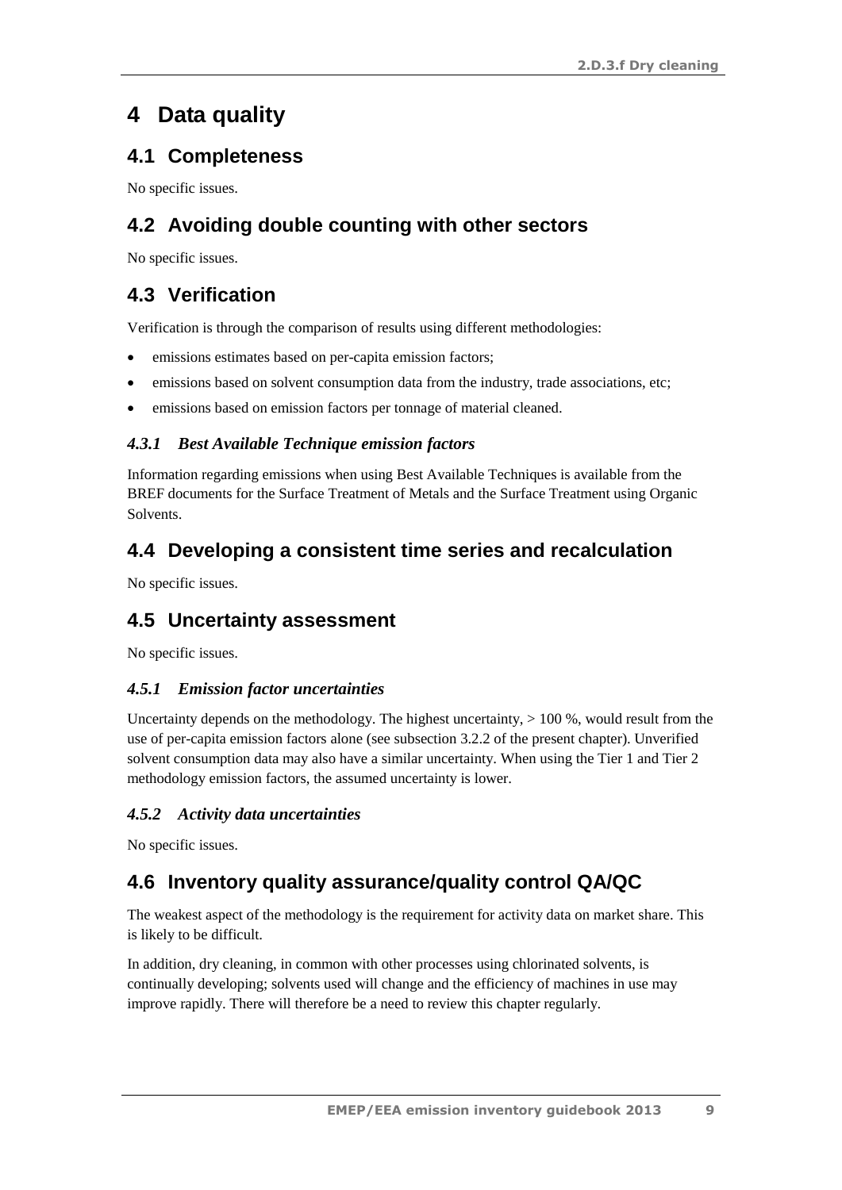# 4 Data quality

## 4.1 Completeness

No specific issues.

## 4.2 Avoiding double counting with other sectors

No specific issues.

## 4.3 Verification

Verification is through the comparison of results using different methodologies:

- emissions estimates based on per-capita emission factors;
- emissions based on solvent consumption data from the industry, trade associations, etc;
- emissions based on emission factors per tonnage of material cleaned.

### *4.3.1 Best Available Technique emission factors*

Information regarding emissions when using Best Available Techniques is available from the BREF documents for the Surface Treatment of Metals and the Surface Treatment using Organic Solvents.

## 4.4 Developing a consistent time series and recalculation

No specific issues.

## 4.5 Uncertainty assessment

No specific issues.

### *4.5.1 Emission factor uncertainties*

Uncertainty depends on the methodology. The highest uncertainty, > 100 %, would result from the use of per-capita emission factors alone (see subsection 3.2.2 of the present chapter). Unverified solvent consumption data may also have a similar uncertainty. When using the Tier 1 and Tier 2 methodology emission factors, the assumed uncertainty is lower.

### *4.5.2 Activity data uncertainties*

No specific issues.

## 4.6 Inventory quality assurance/quality control QA/QC

The weakest aspect of the methodology is the requirement for activity data on market share. This is likely to be difficult.

In addition, dry cleaning, in common with other processes using chlorinated solvents, is continually developing; solvents used will change and the efficiency of machines in use may improve rapidly. There will therefore be a need to review this chapter regularly.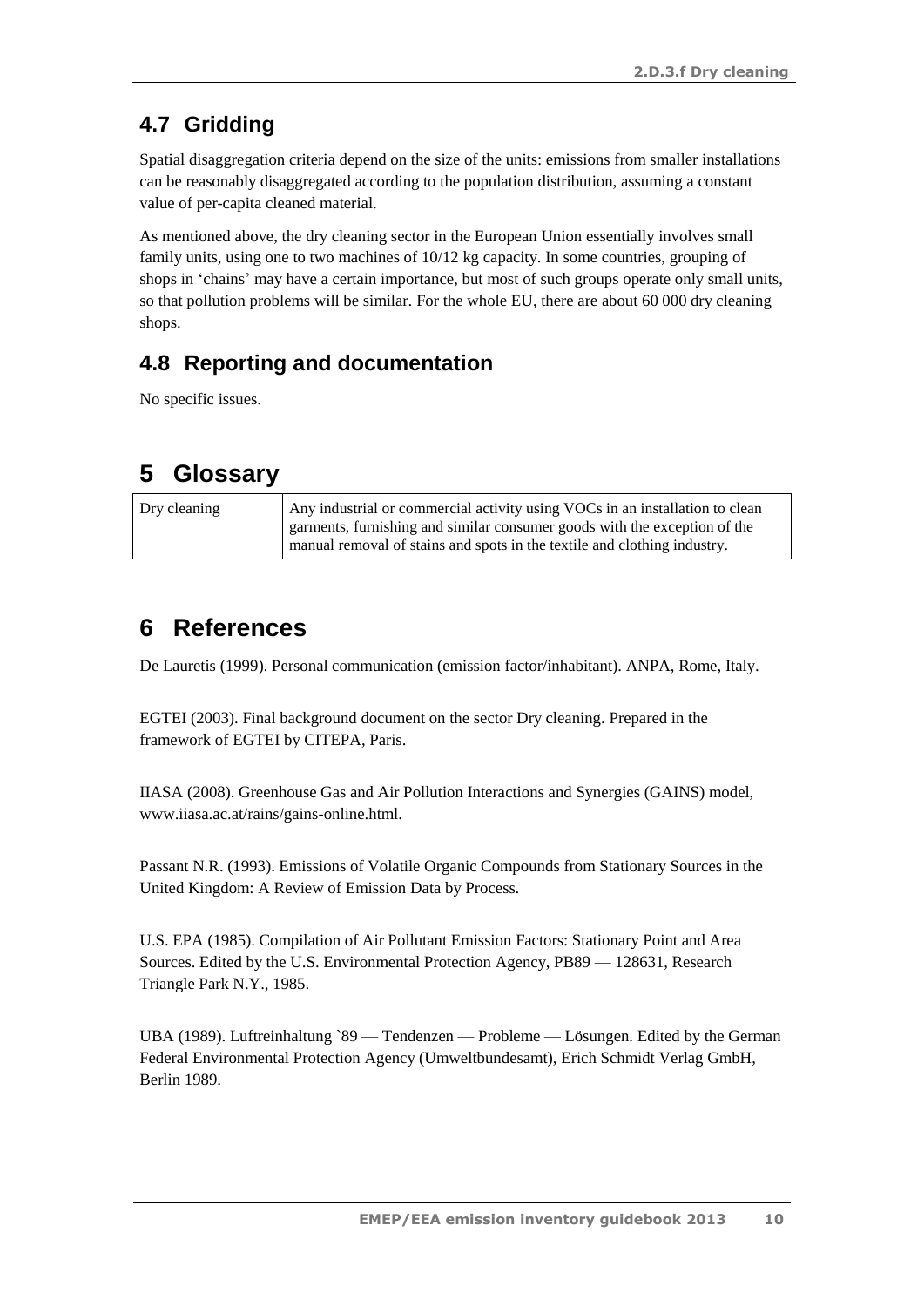## 4.7 Gridding

Spatial disaggregation criteria depend on the size of the units: emissions from smaller installations can be reasonably disaggregated according to the population distribution, assuming a constant value of per-capita cleaned material.

As mentioned above, the dry cleaning sector in the European Union essentially involves small family units, using one to two machines of 10/12 kg capacity. In some countries, grouping of shops in 'chains' may have a certain importance, but most of such groups operate only small units, so that pollution problems will be similar. For the whole EU, there are about 60 000 dry cleaning shops.

## 4.8 Reporting and documentation

No specific issues.

# 5 Glossary

| | |
|---|---|
| Dry cleaning | Any industrial or commercial activity using VOCs in an installation to clean garments, furnishing and similar consumer goods with the exception of the manual removal of stains and spots in the textile and clothing industry. |

# 6 References

De Lauretis (1999). Personal communication (emission factor/inhabitant). ANPA, Rome, Italy.

EGTEI (2003). Final background document on the sector Dry cleaning. Prepared in the framework of EGTEI by CITEPA, Paris.

IIASA (2008). Greenhouse Gas and Air Pollution Interactions and Synergies (GAINS) model, www.iiasa.ac.at/rains/gains-online.html.

Passant N.R. (1993). Emissions of Volatile Organic Compounds from Stationary Sources in the United Kingdom: A Review of Emission Data by Process.

U.S. EPA (1985). Compilation of Air Pollutant Emission Factors: Stationary Point and Area Sources. Edited by the U.S. Environmental Protection Agency, PB89 — 128631, Research Triangle Park N.Y., 1985.

UBA (1989). Luftreinhaltung `89 — Tendenzen — Probleme — Lösungen. Edited by the German Federal Environmental Protection Agency (Umweltbundesamt), Erich Schmidt Verlag GmbH, Berlin 1989.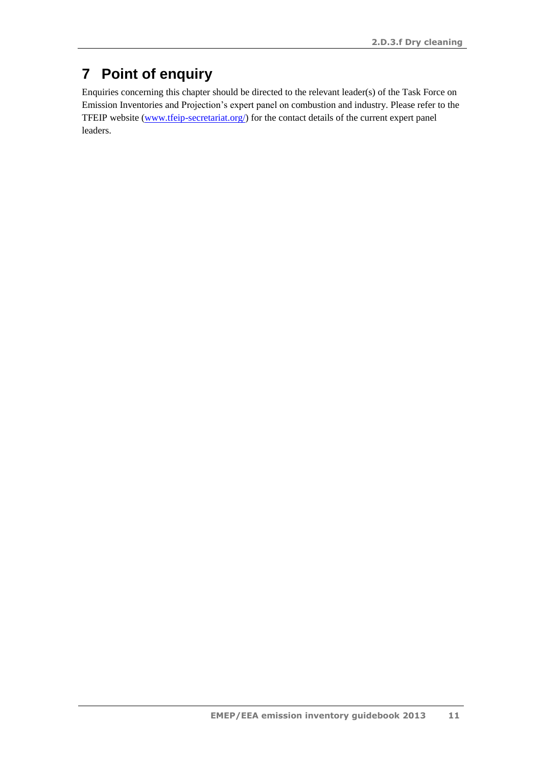# 7 Point of enquiry

Enquiries concerning this chapter should be directed to the relevant leader(s) of the Task Force on Emission Inventories and Projection's expert panel on combustion and industry. Please refer to the TFEIP website (www.tfeip-secretariat.org/) for the contact details of the current expert panel leaders.